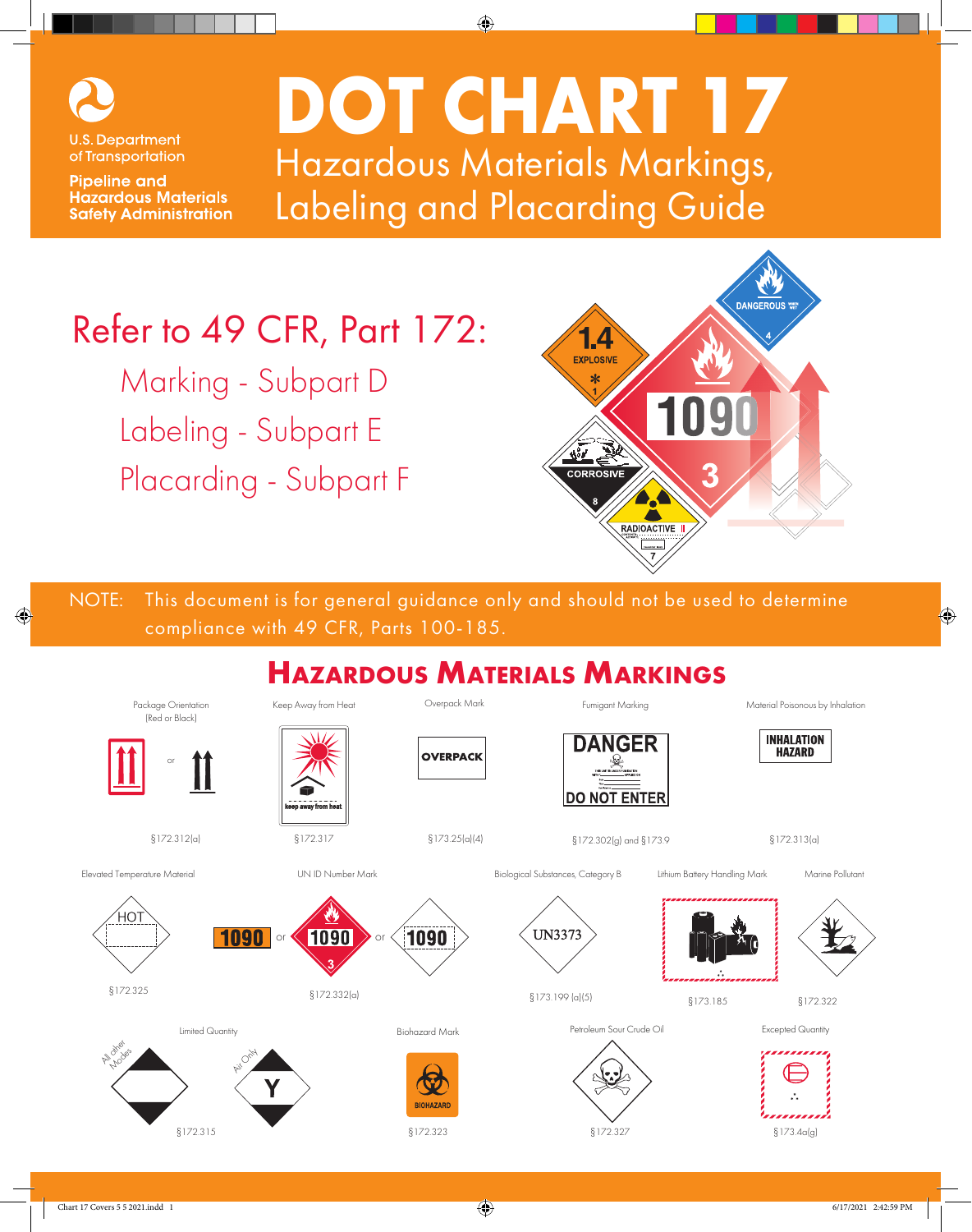U.S. Department of Transportation

Pipeline and Hazardous Materials Safety Administration

# DOT CHART 17

## Hazardous Materials Markings, Labeling and Placarding Guide

Refer to 49 CFR, Part 172:

- Marking - Subpart D
- Labeling - Subpart E
- Placarding - Subpart F

NOTE: This document is for general guidance only and should not be used to determine compliance with 49 CFR, Parts 100-185.

## Hazardous Materials Markings

Package Orientation (Red or Black) — or — §172.312(a)

Keep Away from Heat — keep away from heat — §172.317

Overpack Mark — OVERPACK — §173.25(a)(4)

Fumigant Marking — DANGER / DO NOT ENTER — §172.302(g) and §173.9

Material Poisonous by Inhalation — INHALATION HAZARD — §172.313(a)

Elevated Temperature Material — HOT — §172.325

UN ID Number Mark — 1090 or 1090 (3) or 1090 — §172.332(a)

Biological Substances, Category B — UN3373 — §173.199 (a)(5)

Lithium Battery Handling Mark — §173.185

Marine Pollutant — §172.322

Limited Quantity — All other Modes; Air Only (Y) — §172.315

Biohazard Mark — BIOHAZARD — §172.323

Petroleum Sour Crude Oil — §172.327

Excepted Quantity — §173.4a(g)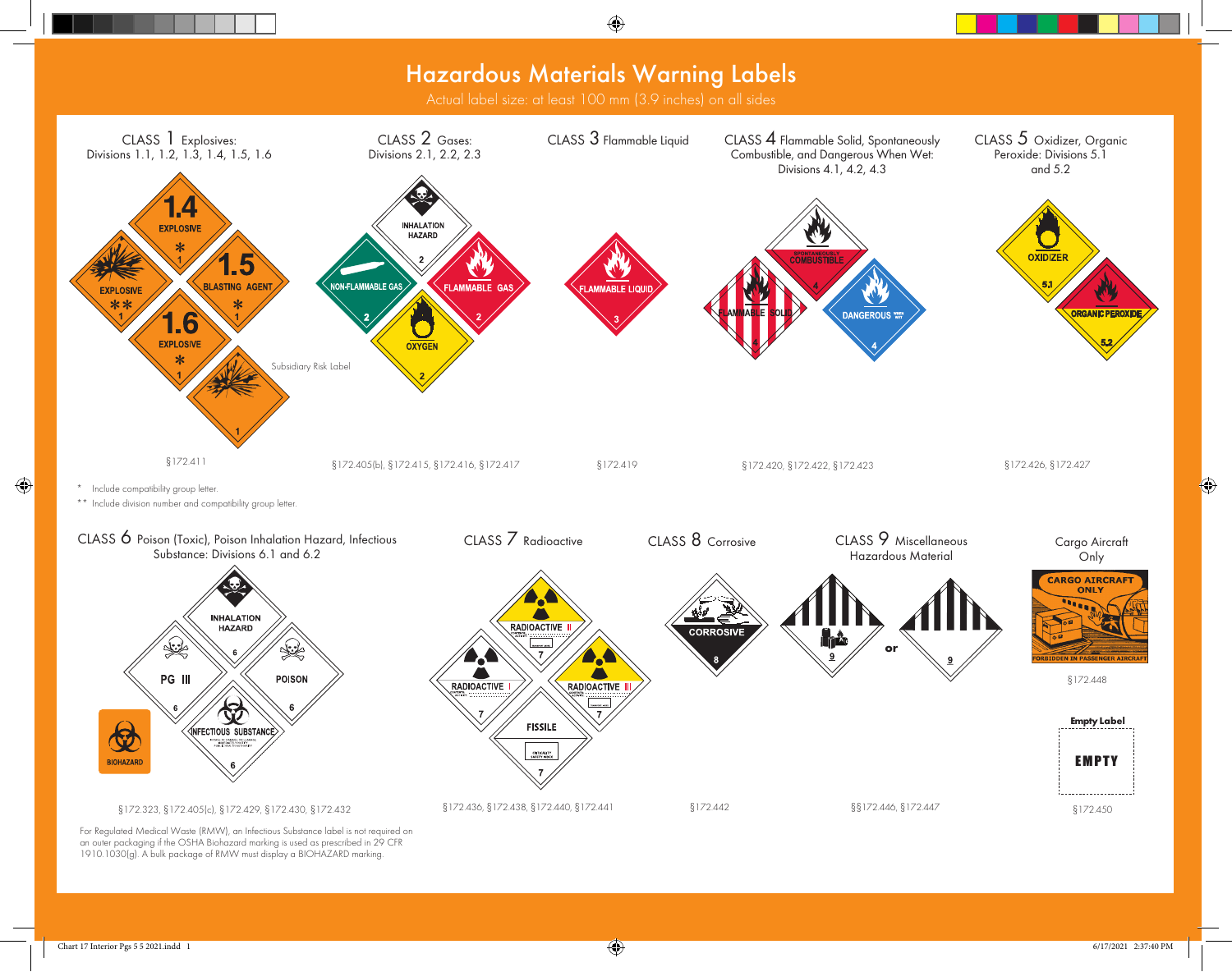# Hazardous Materials Warning Labels

Actual label size: at least 100 mm (3.9 inches) on all sides

## CLASS 1 Explosives: Divisions 1.1, 1.2, 1.3, 1.4, 1.5, 1.6

1.4 EXPLOSIVE * 1

EXPLOSIVE ** 1

1.5 BLASTING AGENT * 1

1.6 EXPLOSIVE * 1

1

Subsidiary Risk Label

§172.411

## CLASS 2 Gases: Divisions 2.1, 2.2, 2.3

INHALATION HAZARD 2

NON-FLAMMABLE GAS 2

FLAMMABLE GAS 2

OXYGEN 2

§172.405(b), §172.415, §172.416, §172.417

## CLASS 3 Flammable Liquid

FLAMMABLE LIQUID 3

§172.419

## CLASS 4 Flammable Solid, Spontaneously Combustible, and Dangerous When Wet: Divisions 4.1, 4.2, 4.3

SPONTANEOUSLY COMBUSTIBLE 4

FLAMMABLE SOLID 4

DANGEROUS WHEN WET 4

§172.420, §172.422, §172.423

## CLASS 5 Oxidizer, Organic Peroxide: Divisions 5.1 and 5.2

OXIDIZER 5.1

ORGANIC PEROXIDE 5.2

§172.426, §172.427

\* Include compatibility group letter.

\*\* Include division number and compatibility group letter.

## CLASS 6 Poison (Toxic), Poison Inhalation Hazard, Infectious Substance: Divisions 6.1 and 6.2

INHALATION HAZARD 6

PG III 6

POISON 6

INFECTIOUS SUBSTANCE 6

BIOHAZARD

§172.323, §172.405(c), §172.429, §172.430, §172.432

For Regulated Medical Waste (RMW), an Infectious Substance label is not required on an outer packaging if the OSHA Biohazard marking is used as prescribed in 29 CFR 1910.1030(g). A bulk package of RMW must display a BIOHAZARD marking.

## CLASS 7 Radioactive

RADIOACTIVE II 7

RADIOACTIVE I 7

RADIOACTIVE III 7

FISSILE 7

§172.436, §172.438, §172.440, §172.441

## CLASS 8 Corrosive

CORROSIVE 8

§172.442

## CLASS 9 Miscellaneous Hazardous Material

9 or 9

§§172.446, §172.447

## Cargo Aircraft Only

CARGO AIRCRAFT ONLY

FORBIDDEN IN PASSENGER AIRCRAFT

§172.448

**Empty Label**

EMPTY

§172.450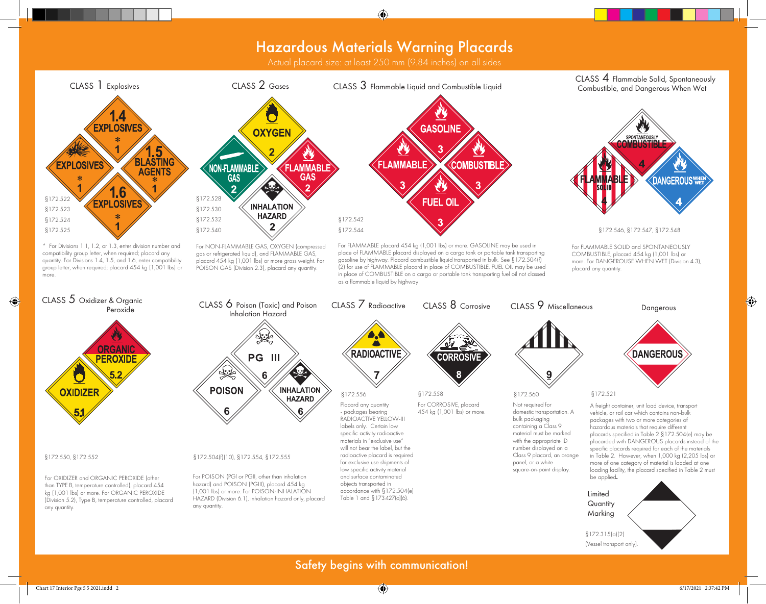# Hazardous Materials Warning Placards

Actual placard size: at least 250 mm (9.84 inches) on all sides

## CLASS 1 Explosives

1.4 EXPLOSIVES * 1
EXPLOSIVES * 1
1.5 BLASTING AGENTS * 1
1.6 EXPLOSIVES * 1

§172.522
§172.523
§172.524
§172.525

* For Divisions 1.1, 1.2, or 1.3, enter division number and compatibility group letter, when required; placard any quantity. For Divisions 1.4, 1.5, and 1.6, enter compatibility group letter, when required; placard 454 kg (1,001 lbs) or more.

## CLASS 2 Gases

OXYGEN 2
NON-FLAMMABLE GAS 2
FLAMMABLE GAS 2
INHALATION HAZARD 2

§172.528
§172.530
§172.532
§172.540

For NON-FLAMMABLE GAS, OXYGEN (compressed gas or refrigerated liquid), and FLAMMABLE GAS, placard 454 kg (1,001 lbs) or more gross weight. For POISON GAS (Division 2.3), placard any quantity.

## CLASS 3 Flammable Liquid and Combustible Liquid

GASOLINE 3
FLAMMABLE 3
COMBUSTIBLE 3
FUEL OIL 3

§172.542
§172.544

For FLAMMABLE placard 454 kg (1,001 lbs) or more. GASOLINE may be used in place of FLAMMABLE placard displayed on a cargo tank or portable tank transporting gasoline by highway. Placard combustible liquid transported in bulk. See §172.504(f)(2) for use of FLAMMABLE placard in place of COMBUSTIBLE. FUEL OIL may be used in place of COMBUSTIBLE on a cargo or portable tank transporting fuel oil not classed as a flammable liquid by highway.

## CLASS 4 Flammable Solid, Spontaneously Combustible, and Dangerous When Wet

SPONTANEOUSLY COMBUSTIBLE 4
FLAMMABLE SOLID 4
DANGEROUS WHEN WET 4

§172.546, §172.547, §172.548

For FLAMMABLE SOLID and SPONTANEOUSLY COMBUSTIBLE, placard 454 kg (1,001 lbs) or more. For DANGEROUSE WHEN WET (Division 4.3), placard any quantity.

## CLASS 5 Oxidizer & Organic Peroxide

ORGANIC PEROXIDE 5.2
OXIDIZER 5.1

§172.550, §172.552

For OXIDIZER and ORGANIC PEROXIDE (other than TYPE B, temperature controlled), placard 454 kg (1,001 lbs) or more. For ORGANIC PEROXIDE (Division 5.2), Type B, temperature controlled, placard any quantity.

## CLASS 6 Poison (Toxic) and Poison Inhalation Hazard

PG III 6
POISON 6
INHALATION HAZARD 6

§172.504(f)(10), §172.554, §172.555

For POISON (PGI or PGII, other than inhalation hazard) and POISON (PGIII), placard 454 kg (1,001 lbs) or more. For POISON-INHALATION HAZARD (Division 6.1), inhalation hazard only, placard any quantity.

## CLASS 7 Radioactive

RADIOACTIVE 7

§172.556

Placard any quantity - packages bearing RADIOACTIVE YELLOW-III labels only. Certain low specific activity radioactive materials in "exclusive use" will not bear the label, but the radioactive placard is required for exclusive use shipments of low specific activity material and surface contaminated objects transported in accordance with §172.504(e) Table 1 and §173.427(a)(6).

## CLASS 8 Corrosive

CORROSIVE 8

§172.558

For CORROSIVE, placard 454 kg (1,001 lbs) or more.

## CLASS 9 Miscellaneous

9

§172.560

Not required for domestic transportation. A bulk packaging containing a Class 9 material must be marked with the appropriate ID number displayed on a Class 9 placard, an orange panel, or a white square-on-point display.

## Dangerous

DANGEROUS

§172.521

A freight container, unit load device, transport vehicle, or rail car which contains non-bulk packages with two or more categories of hazardous materials that require different placards specified in Table 2 §172.504(e) may be placarded with DANGEROUS placards instead of the specific placards required for each of the materials in Table 2. However, when 1,000 kg (2,205 lbs) or more of one category of material is loaded at one loading facility, the placard specified in Table 2 must be applied.

Limited Quantity Marking

§172.315(a)(2)
(Vessel transport only).

Safety begins with communication!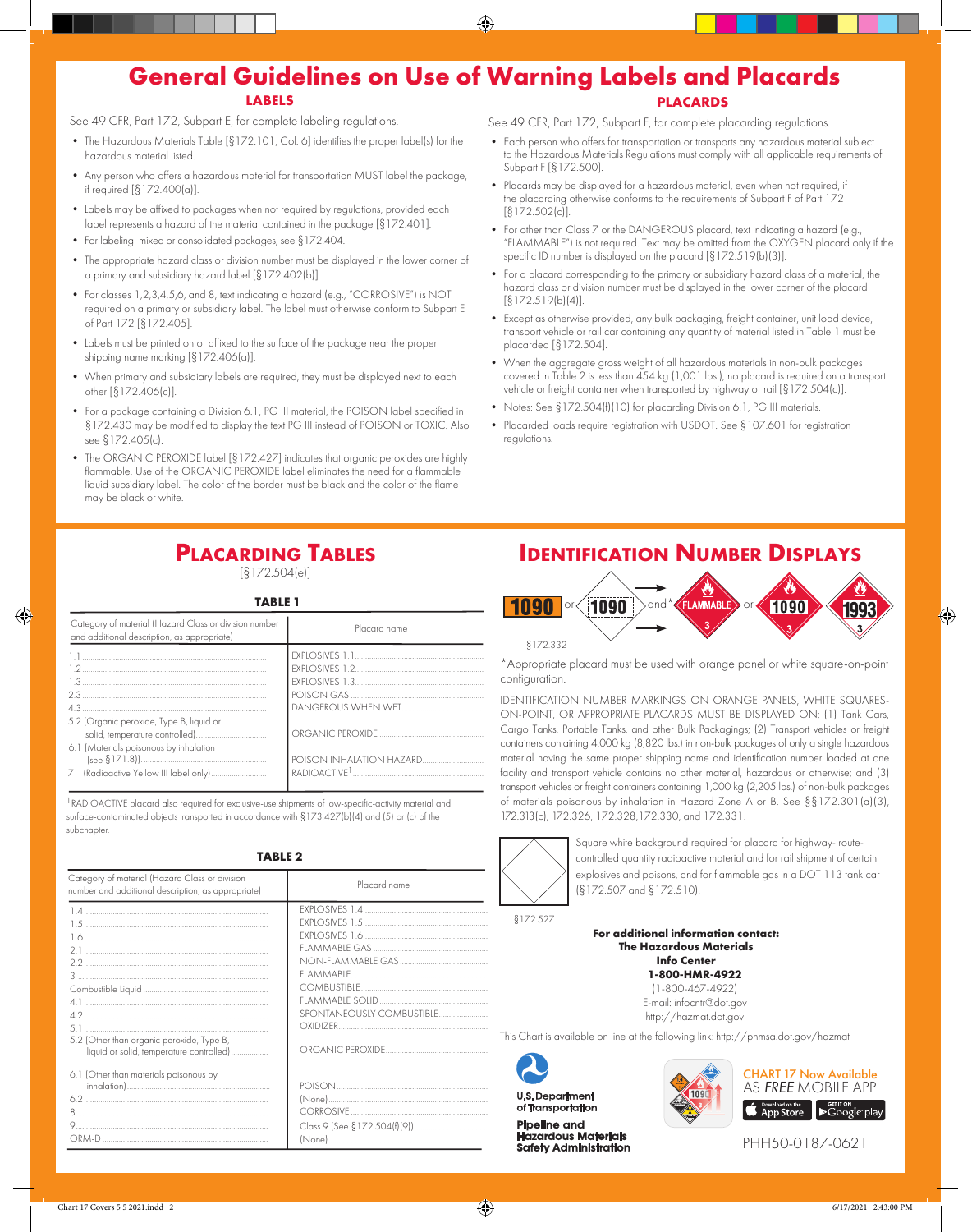# General Guidelines on Use of Warning Labels and Placards

## LABELS

See 49 CFR, Part 172, Subpart E, for complete labeling regulations.

- The Hazardous Materials Table [§172.101, Col. 6] identifies the proper label(s) for the hazardous material listed.
- Any person who offers a hazardous material for transportation MUST label the package, if required [§172.400(a)].
- Labels may be affixed to packages when not required by regulations, provided each label represents a hazard of the material contained in the package [§172.401].
- For labeling mixed or consolidated packages, see §172.404.
- The appropriate hazard class or division number must be displayed in the lower corner of a primary and subsidiary hazard label [§172.402(b)].
- For classes 1,2,3,4,5,6, and 8, text indicating a hazard (e.g., "CORROSIVE") is NOT required on a primary or subsidiary label. The label must otherwise conform to Subpart E of Part 172 [§172.405].
- Labels must be printed on or affixed to the surface of the package near the proper shipping name marking [§172.406(a)].
- When primary and subsidiary labels are required, they must be displayed next to each other [§172.406(c)].
- For a package containing a Division 6.1, PG III material, the POISON label specified in §172.430 may be modified to display the text PG III instead of POISON or TOXIC. Also see §172.405(c).
- The ORGANIC PEROXIDE label [§172.427] indicates that organic peroxides are highly flammable. Use of the ORGANIC PEROXIDE label eliminates the need for a flammable liquid subsidiary label. The color of the border must be black and the color of the flame may be black or white.

## PLACARDS

See 49 CFR, Part 172, Subpart F, for complete placarding regulations.

- Each person who offers for transportation or transports any hazardous material subject to the Hazardous Materials Regulations must comply with all applicable requirements of Subpart F [§172.500].
- Placards may be displayed for a hazardous material, even when not required, if the placarding otherwise conforms to the requirements of Subpart F of Part 172 [§172.502(c)].
- For other than Class 7 or the DANGEROUS placard, text indicating a hazard (e.g., "FLAMMABLE") is not required. Text may be omitted from the OXYGEN placard only if the specific ID number is displayed on the placard [§172.519(b)(3)].
- For a placard corresponding to the primary or subsidiary hazard class of a material, the hazard class or division number must be displayed in the lower corner of the placard [§172.519(b)(4)].
- Except as otherwise provided, any bulk packaging, freight container, unit load device, transport vehicle or rail car containing any quantity of material listed in Table 1 must be placarded [§172.504].
- When the aggregate gross weight of all hazardous materials in non-bulk packages covered in Table 2 is less than 454 kg (1,001 lbs.), no placard is required on a transport vehicle or freight container when transported by highway or rail [§172.504(c)].
- Notes: See §172.504(f)(10) for placarding Division 6.1, PG III materials.
- Placarded loads require registration with USDOT. See §107.601 for registration regulations.

## Placarding Tables

[§172.504(e)]

### TABLE 1

| Category of material (Hazard Class or division number and additional description, as appropriate) | Placard name |
|---|---|
| 1.1 | EXPLOSIVES 1.1 |
| 1.2 | EXPLOSIVES 1.2 |
| 1.3 | EXPLOSIVES 1.3 |
| 2.3 | POISON GAS |
| 4.3 | DANGEROUS WHEN WET |
| 5.2 (Organic peroxide, Type B, liquid or solid, temperature controlled) | ORGANIC PEROXIDE |
| 6.1 (Materials poisonous by inhalation (see §171.8)) | POISON INHALATION HAZARD |
| 7 (Radioactive Yellow III label only) | RADIOACTIVE[1] |

[1] RADIOACTIVE placard also required for exclusive-use shipments of low-specific-activity material and surface-contaminated objects transported in accordance with §173.427(b)(4) and (5) or (c) of the subchapter.

### TABLE 2

| Category of material (Hazard Class or division number and additional description, as appropriate) | Placard name |
|---|---|
| 1.4 | EXPLOSIVES 1.4 |
| 1.5 | EXPLOSIVES 1.5 |
| 1.6 | EXPLOSIVES 1.6 |
| 2.1 | FLAMMABLE GAS |
| 2.2 | NON-FLAMMABLE GAS |
| 3 | FLAMMABLE |
| Combustible Liquid | COMBUSTIBLE |
| 4.1 | FLAMMABLE SOLID |
| 4.2 | SPONTANEOUSLY COMBUSTIBLE |
| 5.1 | OXIDIZER |
| 5.2 (Other than organic peroxide, Type B, liquid or solid, temperature controlled) | ORGANIC PEROXIDE |
| 6.1 (Other than materials poisonous by inhalation) | POISON |
| 6.2 | (None) |
| 8 | CORROSIVE |
| 9 | Class 9 (See §172.504(f)(9)) |
| ORM-D | (None) |

## Identification Number Displays

1090 or 1090 and* FLAMMABLE 3 or 1090 3 1993 3

§172.332

*Appropriate placard must be used with orange panel or white square-on-point configuration.

IDENTIFICATION NUMBER MARKINGS ON ORANGE PANELS, WHITE SQUARES-ON-POINT, OR APPROPRIATE PLACARDS MUST BE DISPLAYED ON: (1) Tank Cars, Cargo Tanks, Portable Tanks, and other Bulk Packagings; (2) Transport vehicles or freight containers containing 4,000 kg (8,820 lbs.) in non-bulk packages of only a single hazardous material having the same proper shipping name and identification number loaded at one facility and transport vehicle contains no other material, hazardous or otherwise; and (3) transport vehicles or freight containers containing 1,000 kg (2,205 lbs.) of non-bulk packages of materials poisonous by inhalation in Hazard Zone A or B. See §§172.301(a)(3), 172.313(c), 172.326, 172.328, 172.330, and 172.331.

Square white background required for placard for highway- route-controlled quantity radioactive material and for rail shipment of certain explosives and poisons, and for flammable gas in a DOT 113 tank car (§172.507 and §172.510).

§172.527

**For additional information contact:**
**The Hazardous Materials**
**Info Center**
**1-800-HMR-4922**
(1-800-467-4922)
E-mail: infocntr@dot.gov
http://hazmat.dot.gov

This Chart is available on line at the following link: http://phmsa.dot.gov/hazmat

U.S. Department of Transportation
Pipeline and Hazardous Materials Safety Administration

CHART 17 Now Available AS *FREE* MOBILE APP

Download on the App Store | GET IT ON Google play

PHH50-0187-0621